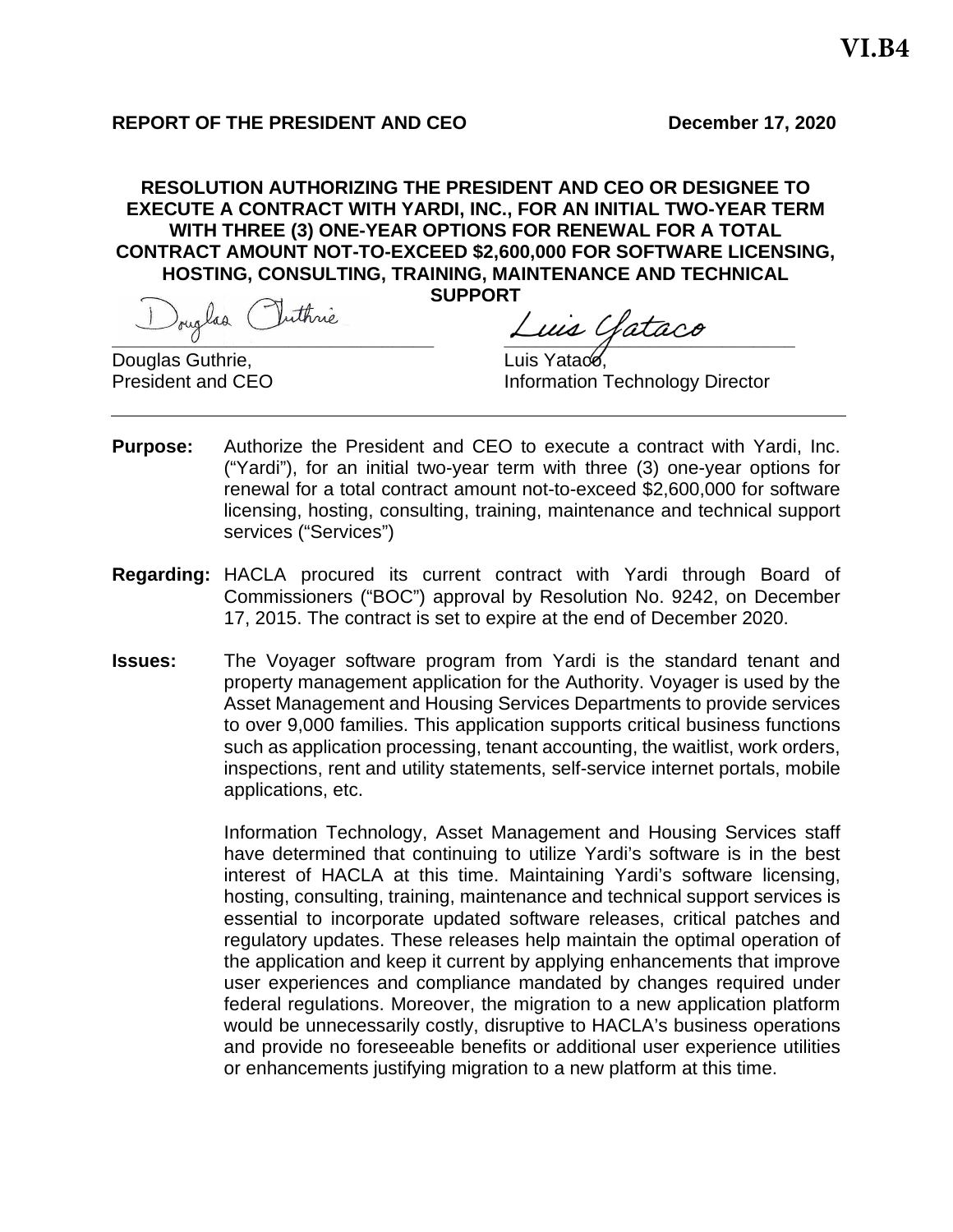**VI.B4**

**REPORT OF THE PRESIDENT AND CEO** **December 17, 2020**

**RESOLUTION AUTHORIZING THE PRESIDENT AND CEO OR DESIGNEE TO EXECUTE A CONTRACT WITH YARDI, INC., FOR AN INITIAL TWO-YEAR TERM WITH THREE (3) ONE-YEAR OPTIONS FOR RENEWAL FOR A TOTAL CONTRACT AMOUNT NOT-TO-EXCEED $2,600,000 FOR SOFTWARE LICENSING, HOSTING, CONSULTING, TRAINING, MAINTENANCE AND TECHNICAL SUPPORT**

Douglas Guthrie,
President and CEO

Luis Yataco,
Information Technology Director

---

**Purpose:** Authorize the President and CEO to execute a contract with Yardi, Inc. ("Yardi"), for an initial two-year term with three (3) one-year options for renewal for a total contract amount not-to-exceed $2,600,000 for software licensing, hosting, consulting, training, maintenance and technical support services ("Services")

**Regarding:** HACLA procured its current contract with Yardi through Board of Commissioners ("BOC") approval by Resolution No. 9242, on December 17, 2015. The contract is set to expire at the end of December 2020.

**Issues:** The Voyager software program from Yardi is the standard tenant and property management application for the Authority. Voyager is used by the Asset Management and Housing Services Departments to provide services to over 9,000 families. This application supports critical business functions such as application processing, tenant accounting, the waitlist, work orders, inspections, rent and utility statements, self-service internet portals, mobile applications, etc.

Information Technology, Asset Management and Housing Services staff have determined that continuing to utilize Yardi's software is in the best interest of HACLA at this time. Maintaining Yardi's software licensing, hosting, consulting, training, maintenance and technical support services is essential to incorporate updated software releases, critical patches and regulatory updates. These releases help maintain the optimal operation of the application and keep it current by applying enhancements that improve user experiences and compliance mandated by changes required under federal regulations. Moreover, the migration to a new application platform would be unnecessarily costly, disruptive to HACLA's business operations and provide no foreseeable benefits or additional user experience utilities or enhancements justifying migration to a new platform at this time.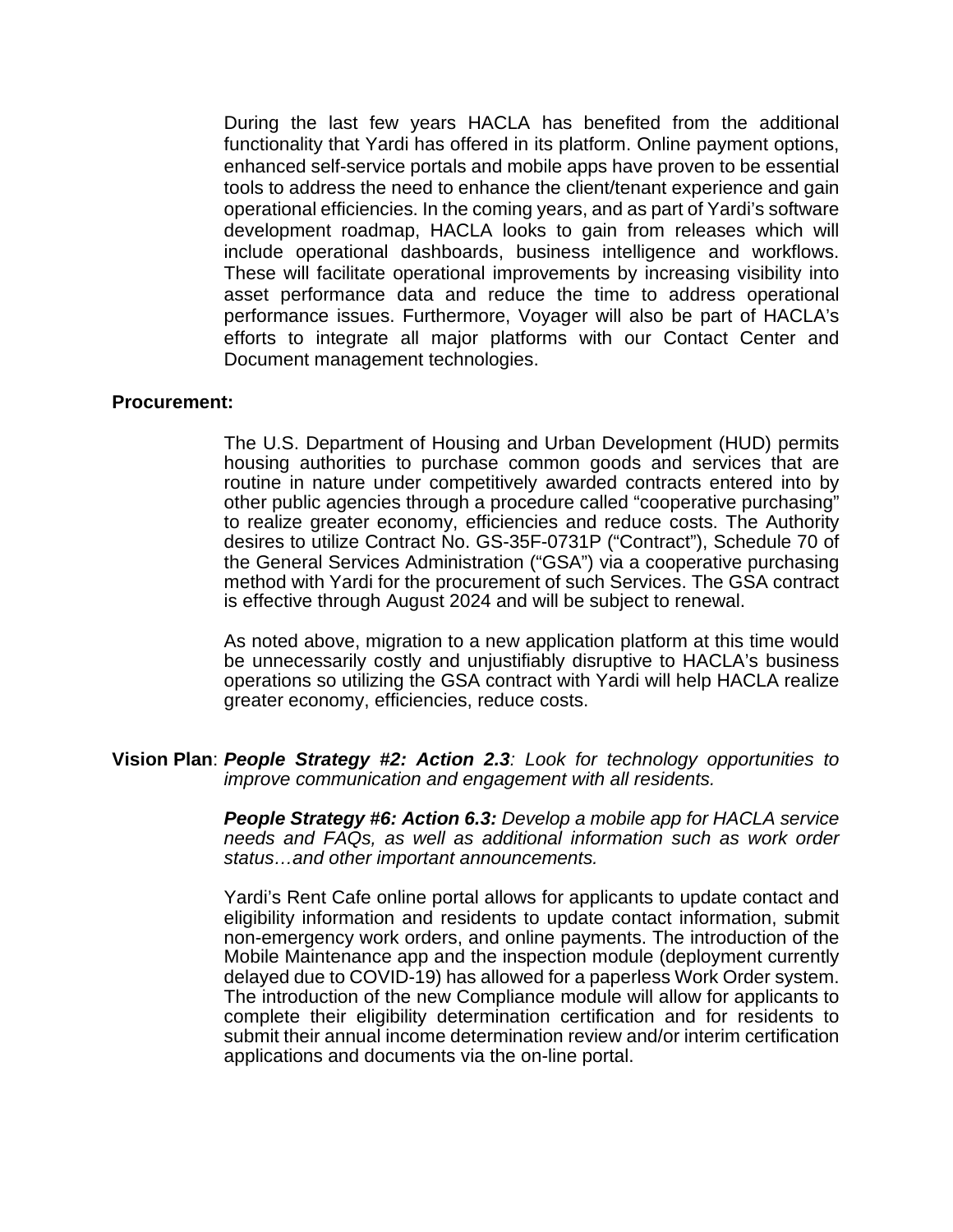During the last few years HACLA has benefited from the additional functionality that Yardi has offered in its platform. Online payment options, enhanced self-service portals and mobile apps have proven to be essential tools to address the need to enhance the client/tenant experience and gain operational efficiencies. In the coming years, and as part of Yardi's software development roadmap, HACLA looks to gain from releases which will include operational dashboards, business intelligence and workflows. These will facilitate operational improvements by increasing visibility into asset performance data and reduce the time to address operational performance issues. Furthermore, Voyager will also be part of HACLA's efforts to integrate all major platforms with our Contact Center and Document management technologies.

**Procurement:**

The U.S. Department of Housing and Urban Development (HUD) permits housing authorities to purchase common goods and services that are routine in nature under competitively awarded contracts entered into by other public agencies through a procedure called "cooperative purchasing" to realize greater economy, efficiencies and reduce costs. The Authority desires to utilize Contract No. GS-35F-0731P ("Contract"), Schedule 70 of the General Services Administration ("GSA") via a cooperative purchasing method with Yardi for the procurement of such Services. The GSA contract is effective through August 2024 and will be subject to renewal.

As noted above, migration to a new application platform at this time would be unnecessarily costly and unjustifiably disruptive to HACLA's business operations so utilizing the GSA contract with Yardi will help HACLA realize greater economy, efficiencies, reduce costs.

**Vision Plan**: ***People Strategy #2: Action 2.3****: Look for technology opportunities to improve communication and engagement with all residents.*

***People Strategy #6: Action 6.3:*** *Develop a mobile app for HACLA service needs and FAQs, as well as additional information such as work order status…and other important announcements.*

Yardi's Rent Cafe online portal allows for applicants to update contact and eligibility information and residents to update contact information, submit non-emergency work orders, and online payments. The introduction of the Mobile Maintenance app and the inspection module (deployment currently delayed due to COVID-19) has allowed for a paperless Work Order system. The introduction of the new Compliance module will allow for applicants to complete their eligibility determination certification and for residents to submit their annual income determination review and/or interim certification applications and documents via the on-line portal.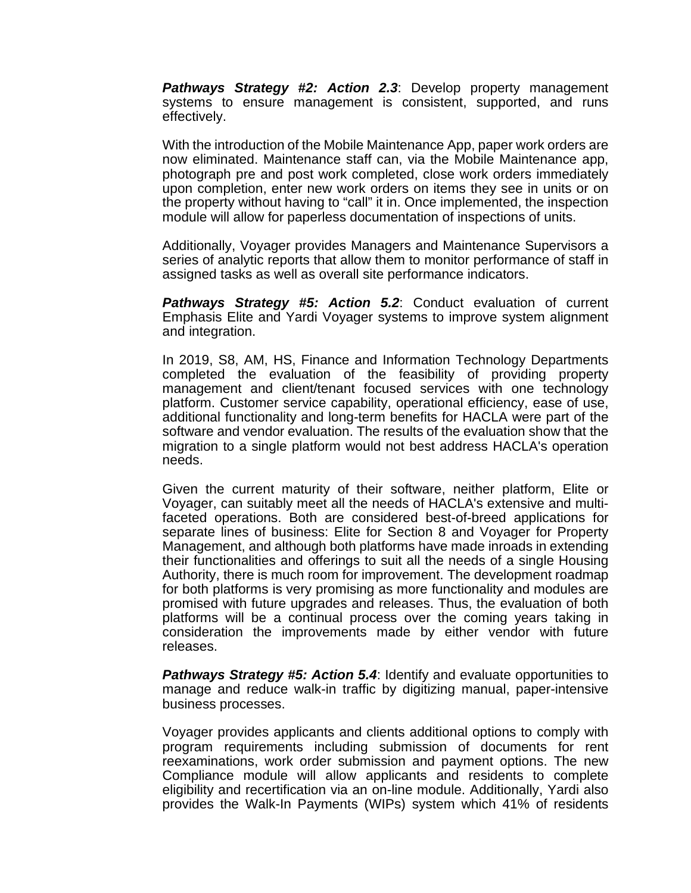***Pathways Strategy #2: Action 2.3***: Develop property management systems to ensure management is consistent, supported, and runs effectively.

With the introduction of the Mobile Maintenance App, paper work orders are now eliminated. Maintenance staff can, via the Mobile Maintenance app, photograph pre and post work completed, close work orders immediately upon completion, enter new work orders on items they see in units or on the property without having to "call" it in. Once implemented, the inspection module will allow for paperless documentation of inspections of units.

Additionally, Voyager provides Managers and Maintenance Supervisors a series of analytic reports that allow them to monitor performance of staff in assigned tasks as well as overall site performance indicators.

***Pathways Strategy #5: Action 5.2***: Conduct evaluation of current Emphasis Elite and Yardi Voyager systems to improve system alignment and integration.

In 2019, S8, AM, HS, Finance and Information Technology Departments completed the evaluation of the feasibility of providing property management and client/tenant focused services with one technology platform. Customer service capability, operational efficiency, ease of use, additional functionality and long-term benefits for HACLA were part of the software and vendor evaluation. The results of the evaluation show that the migration to a single platform would not best address HACLA's operation needs.

Given the current maturity of their software, neither platform, Elite or Voyager, can suitably meet all the needs of HACLA's extensive and multi-faceted operations. Both are considered best-of-breed applications for separate lines of business: Elite for Section 8 and Voyager for Property Management, and although both platforms have made inroads in extending their functionalities and offerings to suit all the needs of a single Housing Authority, there is much room for improvement. The development roadmap for both platforms is very promising as more functionality and modules are promised with future upgrades and releases. Thus, the evaluation of both platforms will be a continual process over the coming years taking in consideration the improvements made by either vendor with future releases.

***Pathways Strategy #5: Action 5.4***: Identify and evaluate opportunities to manage and reduce walk-in traffic by digitizing manual, paper-intensive business processes.

Voyager provides applicants and clients additional options to comply with program requirements including submission of documents for rent reexaminations, work order submission and payment options. The new Compliance module will allow applicants and residents to complete eligibility and recertification via an on-line module. Additionally, Yardi also provides the Walk-In Payments (WIPs) system which 41% of residents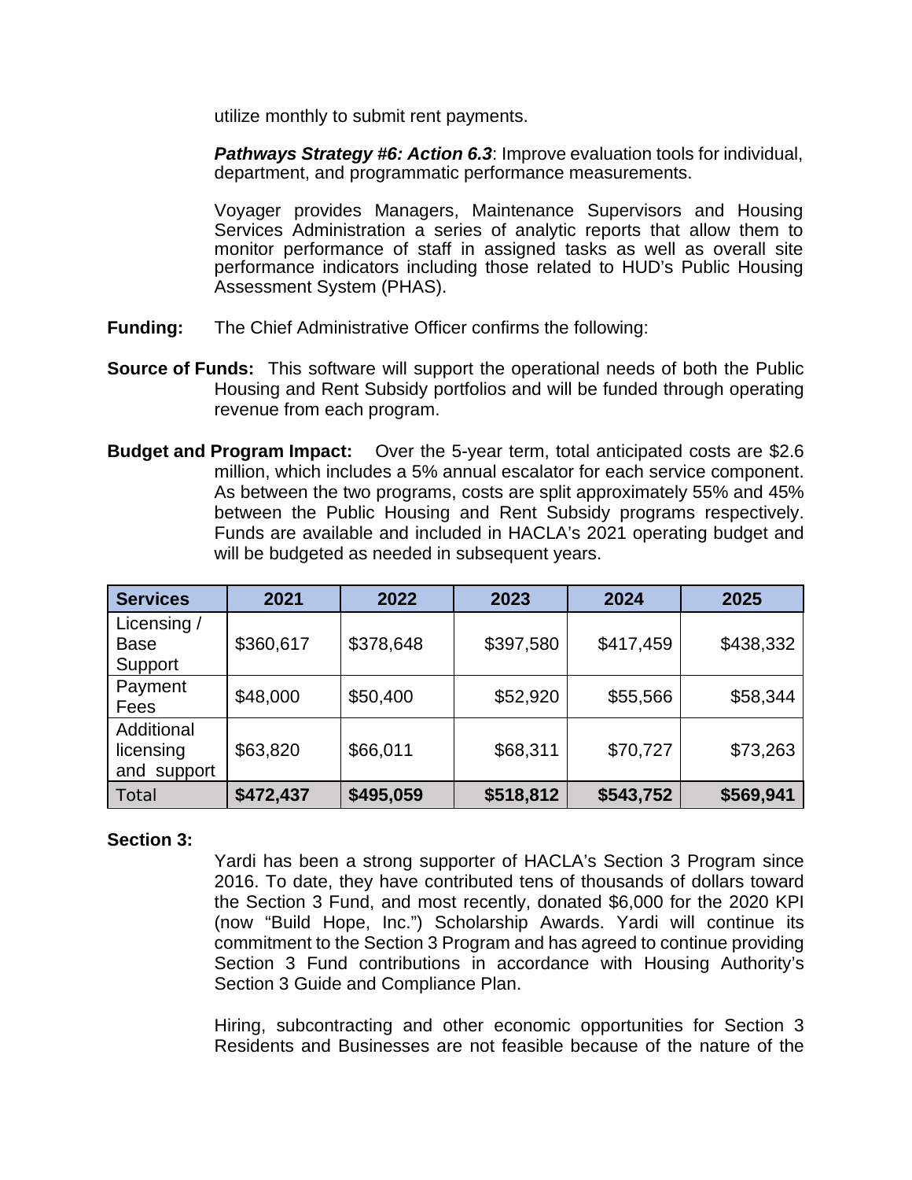utilize monthly to submit rent payments.

***Pathways Strategy #6: Action 6.3***: Improve evaluation tools for individual, department, and programmatic performance measurements.

Voyager provides Managers, Maintenance Supervisors and Housing Services Administration a series of analytic reports that allow them to monitor performance of staff in assigned tasks as well as overall site performance indicators including those related to HUD's Public Housing Assessment System (PHAS).

**Funding:** The Chief Administrative Officer confirms the following:

**Source of Funds:** This software will support the operational needs of both the Public Housing and Rent Subsidy portfolios and will be funded through operating revenue from each program.

**Budget and Program Impact:** Over the 5-year term, total anticipated costs are $2.6 million, which includes a 5% annual escalator for each service component. As between the two programs, costs are split approximately 55% and 45% between the Public Housing and Rent Subsidy programs respectively. Funds are available and included in HACLA's 2021 operating budget and will be budgeted as needed in subsequent years.

| Services | 2021 | 2022 | 2023 | 2024 | 2025 |
|---|---|---|---|---|---|
| Licensing / Base Support | $360,617 | $378,648 | $397,580 | $417,459 | $438,332 |
| Payment Fees | $48,000 | $50,400 | $52,920 | $55,566 | $58,344 |
| Additional licensing and support | $63,820 | $66,011 | $68,311 | $70,727 | $73,263 |
| Total | **$472,437** | **$495,059** | **$518,812** | **$543,752** | **$569,941** |

**Section 3:**

Yardi has been a strong supporter of HACLA's Section 3 Program since 2016. To date, they have contributed tens of thousands of dollars toward the Section 3 Fund, and most recently, donated $6,000 for the 2020 KPI (now "Build Hope, Inc.") Scholarship Awards. Yardi will continue its commitment to the Section 3 Program and has agreed to continue providing Section 3 Fund contributions in accordance with Housing Authority's Section 3 Guide and Compliance Plan.

Hiring, subcontracting and other economic opportunities for Section 3 Residents and Businesses are not feasible because of the nature of the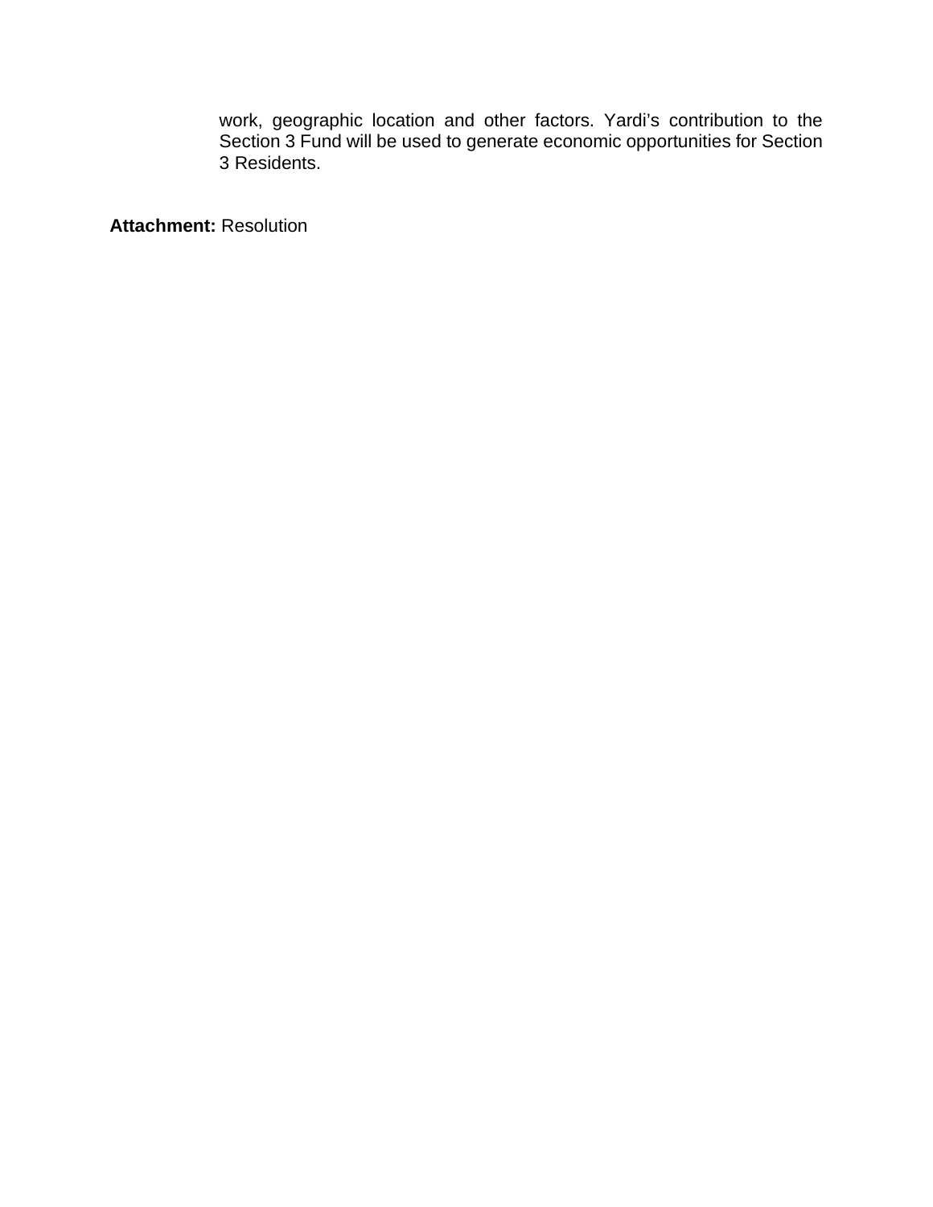work, geographic location and other factors. Yardi's contribution to the Section 3 Fund will be used to generate economic opportunities for Section 3 Residents.

**Attachment:** Resolution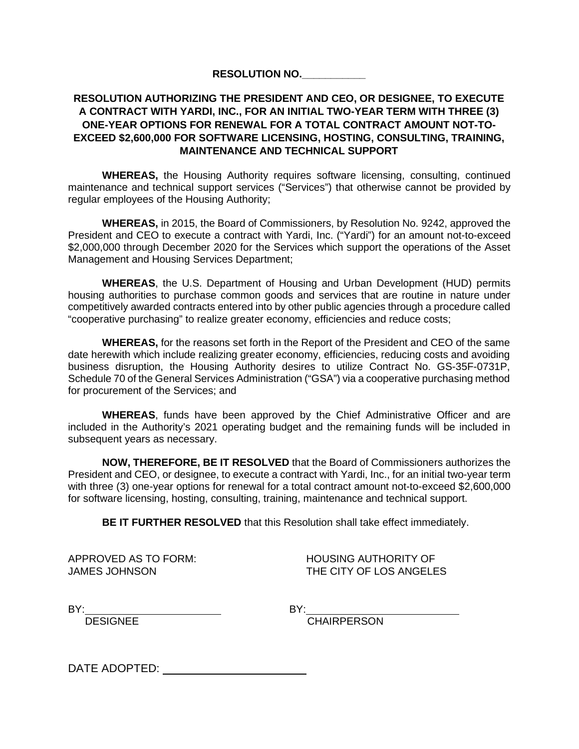**RESOLUTION NO.___________**

**RESOLUTION AUTHORIZING THE PRESIDENT AND CEO, OR DESIGNEE, TO EXECUTE A CONTRACT WITH YARDI, INC., FOR AN INITIAL TWO-YEAR TERM WITH THREE (3) ONE-YEAR OPTIONS FOR RENEWAL FOR A TOTAL CONTRACT AMOUNT NOT-TO-EXCEED $2,600,000 FOR SOFTWARE LICENSING, HOSTING, CONSULTING, TRAINING, MAINTENANCE AND TECHNICAL SUPPORT**

**WHEREAS,** the Housing Authority requires software licensing, consulting, continued maintenance and technical support services ("Services") that otherwise cannot be provided by regular employees of the Housing Authority;

**WHEREAS,** in 2015, the Board of Commissioners, by Resolution No. 9242, approved the President and CEO to execute a contract with Yardi, Inc. ("Yardi") for an amount not-to-exceed $2,000,000 through December 2020 for the Services which support the operations of the Asset Management and Housing Services Department;

**WHEREAS**, the U.S. Department of Housing and Urban Development (HUD) permits housing authorities to purchase common goods and services that are routine in nature under competitively awarded contracts entered into by other public agencies through a procedure called "cooperative purchasing" to realize greater economy, efficiencies and reduce costs;

**WHEREAS,** for the reasons set forth in the Report of the President and CEO of the same date herewith which include realizing greater economy, efficiencies, reducing costs and avoiding business disruption, the Housing Authority desires to utilize Contract No. GS-35F-0731P, Schedule 70 of the General Services Administration ("GSA") via a cooperative purchasing method for procurement of the Services; and

**WHEREAS**, funds have been approved by the Chief Administrative Officer and are included in the Authority's 2021 operating budget and the remaining funds will be included in subsequent years as necessary.

**NOW, THEREFORE, BE IT RESOLVED** that the Board of Commissioners authorizes the President and CEO, or designee, to execute a contract with Yardi, Inc., for an initial two-year term with three (3) one-year options for renewal for a total contract amount not-to-exceed $2,600,000 for software licensing, hosting, consulting, training, maintenance and technical support.

**BE IT FURTHER RESOLVED** that this Resolution shall take effect immediately.

APPROVED AS TO FORM:
JAMES JOHNSON

BY:________________________
DESIGNEE

HOUSING AUTHORITY OF
THE CITY OF LOS ANGELES

BY:________________________
CHAIRPERSON

DATE ADOPTED: ________________________